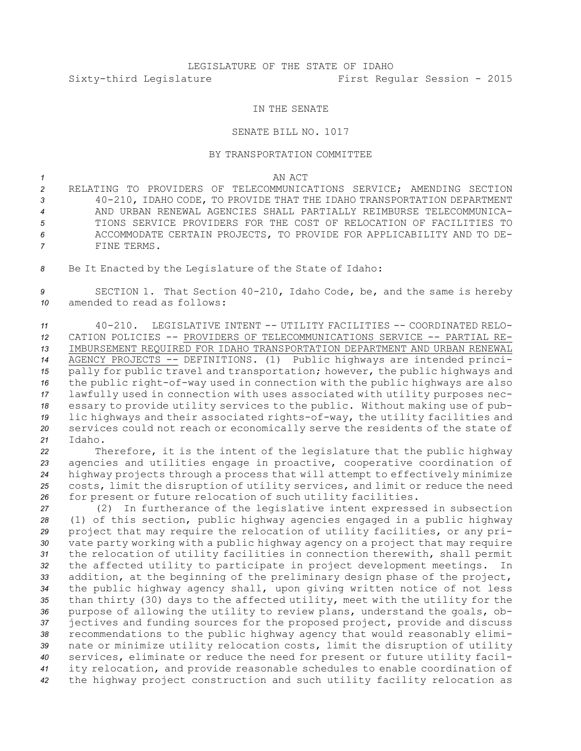LEGISLATURE OF THE STATE OF IDAHO

Sixty-third Legislature First Regular Session - 2015

IN THE SENATE

SENATE BILL NO. 1017

BY TRANSPORTATION COMMITTEE

AN ACT

RELATING TO PROVIDERS OF TELECOMMUNICATIONS SERVICE; AMENDING SECTION 40-210, IDAHO CODE, TO PROVIDE THAT THE IDAHO TRANSPORTATION DEPARTMENT AND URBAN RENEWAL AGENCIES SHALL PARTIALLY REIMBURSE TELECOMMUNICATIONS SERVICE PROVIDERS FOR THE COST OF RELOCATION OF FACILITIES TO ACCOMMODATE CERTAIN PROJECTS, TO PROVIDE FOR APPLICABILITY AND TO DEFINE TERMS.

Be It Enacted by the Legislature of the State of Idaho:

SECTION 1. That Section 40-210, Idaho Code, be, and the same is hereby amended to read as follows:

40-210. LEGISLATIVE INTENT -- UTILITY FACILITIES -- COORDINATED RELOCATION POLICIES -- PROVIDERS OF TELECOMMUNICATIONS SERVICE -- PARTIAL REIMBURSEMENT REQUIRED FOR IDAHO TRANSPORTATION DEPARTMENT AND URBAN RENEWAL AGENCY PROJECTS -- DEFINITIONS. (1) Public highways are intended principally for public travel and transportation; however, the public highways and the public right-of-way used in connection with the public highways are also lawfully used in connection with uses associated with utility purposes necessary to provide utility services to the public. Without making use of public highways and their associated rights-of-way, the utility facilities and services could not reach or economically serve the residents of the state of Idaho.

Therefore, it is the intent of the legislature that the public highway agencies and utilities engage in proactive, cooperative coordination of highway projects through a process that will attempt to effectively minimize costs, limit the disruption of utility services, and limit or reduce the need for present or future relocation of such utility facilities.

(2) In furtherance of the legislative intent expressed in subsection (1) of this section, public highway agencies engaged in a public highway project that may require the relocation of utility facilities, or any private party working with a public highway agency on a project that may require the relocation of utility facilities in connection therewith, shall permit the affected utility to participate in project development meetings. In addition, at the beginning of the preliminary design phase of the project, the public highway agency shall, upon giving written notice of not less than thirty (30) days to the affected utility, meet with the utility for the purpose of allowing the utility to review plans, understand the goals, objectives and funding sources for the proposed project, provide and discuss recommendations to the public highway agency that would reasonably eliminate or minimize utility relocation costs, limit the disruption of utility services, eliminate or reduce the need for present or future utility facility relocation, and provide reasonable schedules to enable coordination of the highway project construction and such utility facility relocation as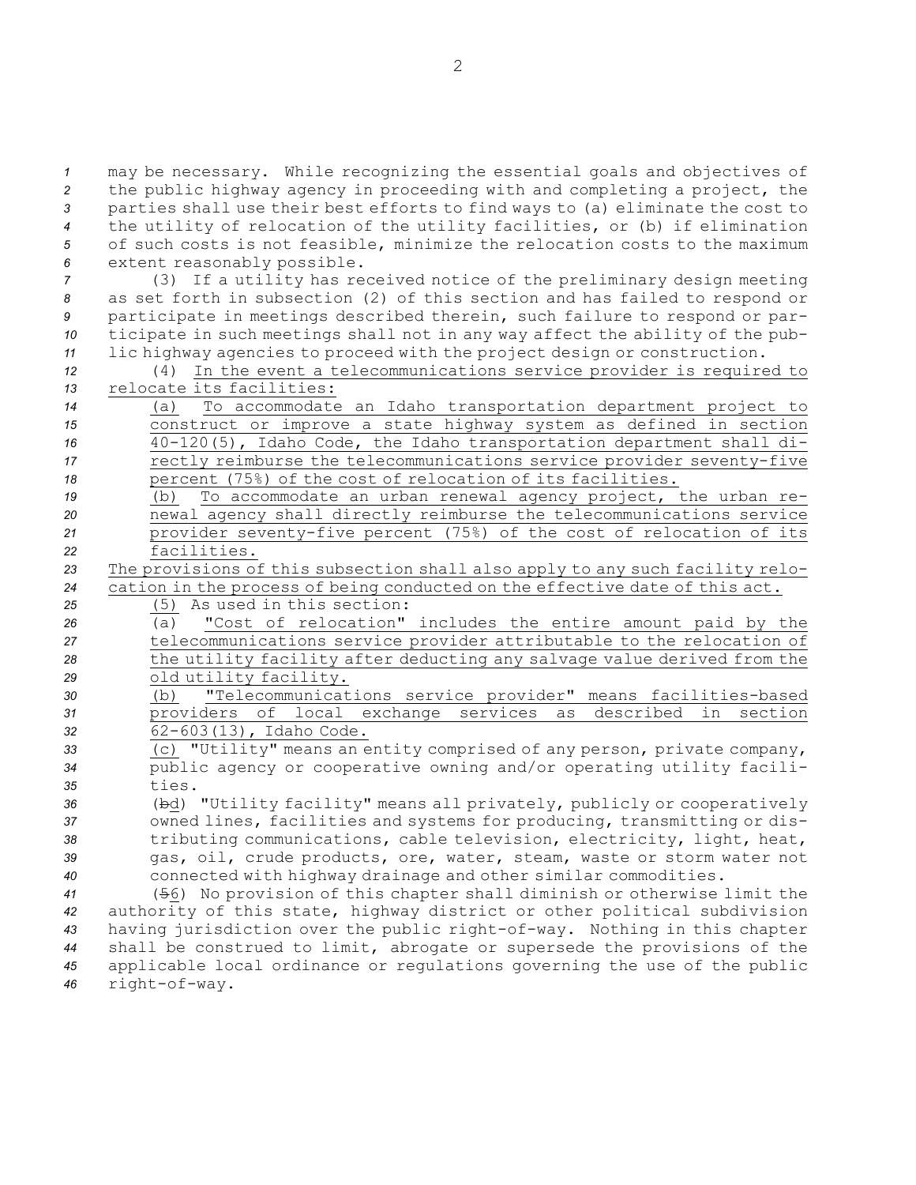may be necessary. While recognizing the essential goals and objectives of the public highway agency in proceeding with and completing a project, the parties shall use their best efforts to find ways to (a) eliminate the cost to the utility of relocation of the utility facilities, or (b) if elimination of such costs is not feasible, minimize the relocation costs to the maximum extent reasonably possible.

(3) If a utility has received notice of the preliminary design meeting as set forth in subsection (2) of this section and has failed to respond or participate in meetings described therein, such failure to respond or participate in such meetings shall not in any way affect the ability of the public highway agencies to proceed with the project design or construction.

(4) In the event a telecommunications service provider is required to relocate its facilities:

(a) To accommodate an Idaho transportation department project to construct or improve a state highway system as defined in section 40-120(5), Idaho Code, the Idaho transportation department shall directly reimburse the telecommunications service provider seventy-five percent (75%) of the cost of relocation of its facilities.

(b) To accommodate an urban renewal agency project, the urban renewal agency shall directly reimburse the telecommunications service provider seventy-five percent (75%) of the cost of relocation of its facilities.

The provisions of this subsection shall also apply to any such facility relocation in the process of being conducted on the effective date of this act.

(5) As used in this section:

(a) "Cost of relocation" includes the entire amount paid by the telecommunications service provider attributable to the relocation of the utility facility after deducting any salvage value derived from the old utility facility.

(b) "Telecommunications service provider" means facilities-based providers of local exchange services as described in section 62-603(13), Idaho Code.

(c) "Utility" means an entity comprised of any person, private company, public agency or cooperative owning and/or operating utility facilities.

(~~b~~d) "Utility facility" means all privately, publicly or cooperatively owned lines, facilities and systems for producing, transmitting or distributing communications, cable television, electricity, light, heat, gas, oil, crude products, ore, water, steam, waste or storm water not connected with highway drainage and other similar commodities.

(~~5~~6) No provision of this chapter shall diminish or otherwise limit the authority of this state, highway district or other political subdivision having jurisdiction over the public right-of-way. Nothing in this chapter shall be construed to limit, abrogate or supersede the provisions of the applicable local ordinance or regulations governing the use of the public right-of-way.